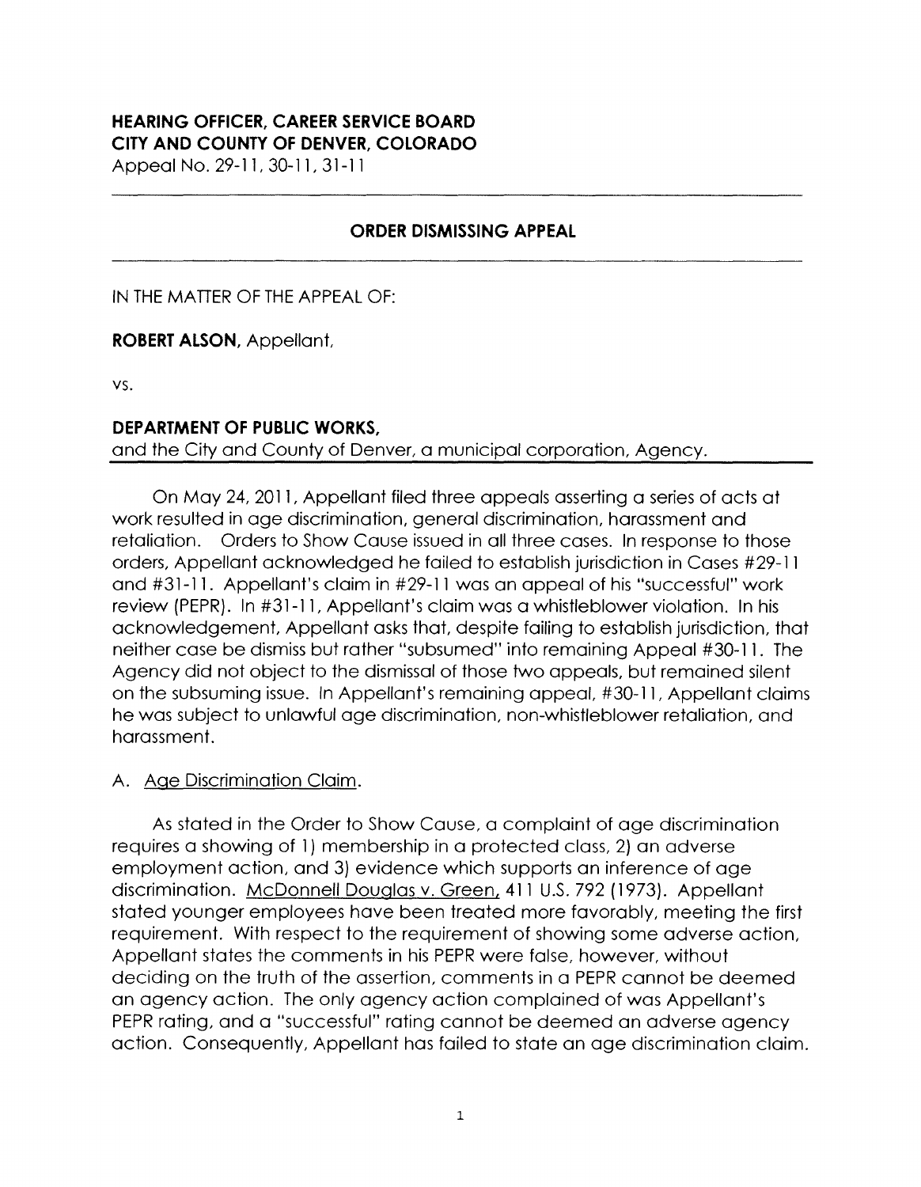**HEARING OFFICER, CAREER SERVICE BOARD**
**CITY AND COUNTY OF DENVER, COLORADO**
Appeal No. 29-11, 30-11, 31-11

---

## ORDER DISMISSING APPEAL

---

IN THE MATTER OF THE APPEAL OF:

**ROBERT ALSON,** Appellant,

vs.

**DEPARTMENT OF PUBLIC WORKS,**
and the City and County of Denver, a municipal corporation, Agency.

---

On May 24, 2011, Appellant filed three appeals asserting a series of acts at work resulted in age discrimination, general discrimination, harassment and retaliation. Orders to Show Cause issued in all three cases. In response to those orders, Appellant acknowledged he failed to establish jurisdiction in Cases #29-11 and #31-11. Appellant's claim in #29-11 was an appeal of his "successful" work review (PEPR). In #31-11, Appellant's claim was a whistleblower violation. In his acknowledgement, Appellant asks that, despite failing to establish jurisdiction, that neither case be dismiss but rather "subsumed" into remaining Appeal #30-11. The Agency did not object to the dismissal of those two appeals, but remained silent on the subsuming issue. In Appellant's remaining appeal, #30-11, Appellant claims he was subject to unlawful age discrimination, non-whistleblower retaliation, and harassment.

A. Age Discrimination Claim.

As stated in the Order to Show Cause, a complaint of age discrimination requires a showing of 1) membership in a protected class, 2) an adverse employment action, and 3) evidence which supports an inference of age discrimination. McDonnell Douglas v. Green, 411 U.S. 792 (1973). Appellant stated younger employees have been treated more favorably, meeting the first requirement. With respect to the requirement of showing some adverse action, Appellant states the comments in his PEPR were false, however, without deciding on the truth of the assertion, comments in a PEPR cannot be deemed an agency action. The only agency action complained of was Appellant's PEPR rating, and a "successful" rating cannot be deemed an adverse agency action. Consequently, Appellant has failed to state an age discrimination claim.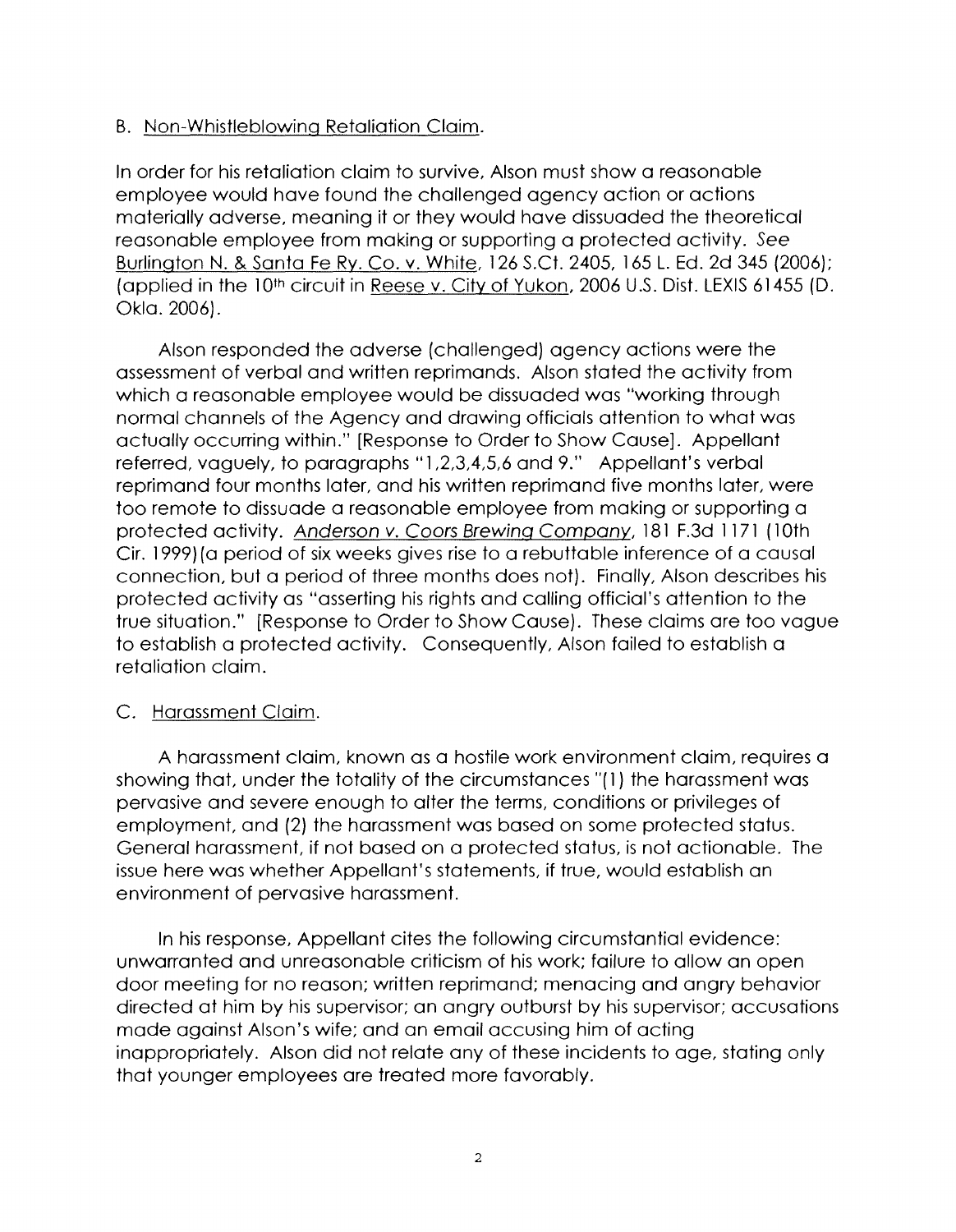B. Non-Whistleblowing Retaliation Claim.

In order for his retaliation claim to survive, Alson must show a reasonable employee would have found the challenged agency action or actions materially adverse, meaning it or they would have dissuaded the theoretical reasonable employee from making or supporting a protected activity. *See* Burlington N. & Santa Fe Ry. Co. v. White, 126 S.Ct. 2405, 165 L. Ed. 2d 345 (2006); (applied in the 10th circuit in Reese v. City of Yukon, 2006 U.S. Dist. LEXIS 61455 (D. Okla. 2006).

Alson responded the adverse (challenged) agency actions were the assessment of verbal and written reprimands. Alson stated the activity from which a reasonable employee would be dissuaded was "working through normal channels of the Agency and drawing officials attention to what was actually occurring within." [Response to Order to Show Cause]. Appellant referred, vaguely, to paragraphs "1,2,3,4,5,6 and 9." Appellant's verbal reprimand four months later, and his written reprimand five months later, were too remote to dissuade a reasonable employee from making or supporting a protected activity. Anderson v. Coors Brewing Company, 181 F.3d 1171 (10th Cir. 1999)(a period of six weeks gives rise to a rebuttable inference of a causal connection, but a period of three months does not). Finally, Alson describes his protected activity as "asserting his rights and calling official's attention to the true situation." [Response to Order to Show Cause). These claims are too vague to establish a protected activity. Consequently, Alson failed to establish a retaliation claim.

C. Harassment Claim.

A harassment claim, known as a hostile work environment claim, requires a showing that, under the totality of the circumstances "(1) the harassment was pervasive and severe enough to alter the terms, conditions or privileges of employment, and (2) the harassment was based on some protected status. General harassment, if not based on a protected status, is not actionable. The issue here was whether Appellant's statements, if true, would establish an environment of pervasive harassment.

In his response, Appellant cites the following circumstantial evidence: unwarranted and unreasonable criticism of his work; failure to allow an open door meeting for no reason; written reprimand; menacing and angry behavior directed at him by his supervisor; an angry outburst by his supervisor; accusations made against Alson's wife; and an email accusing him of acting inappropriately. Alson did not relate any of these incidents to age, stating only that younger employees are treated more favorably.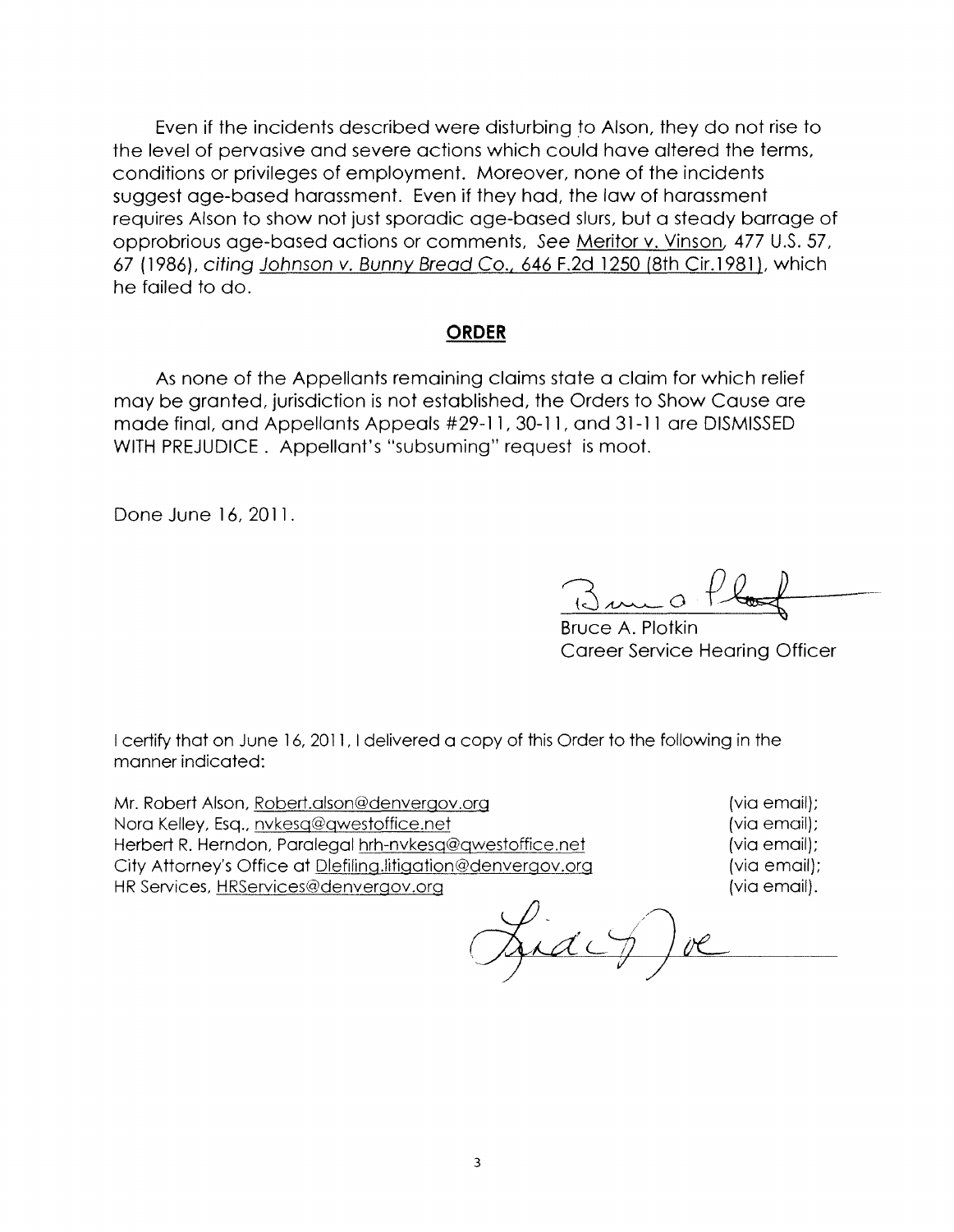Even if the incidents described were disturbing to Alson, they do not rise to the level of pervasive and severe actions which could have altered the terms, conditions or privileges of employment. Moreover, none of the incidents suggest age-based harassment. Even if they had, the law of harassment requires Alson to show not just sporadic age-based slurs, but a steady barrage of opprobrious age-based actions or comments, *See* Meritor v. Vinson, 477 U.S. 57, 67 (1986), *citing* Johnson v. Bunny Bread Co., 646 F.2d 1250 (8th Cir.1981), which he failed to do.

## ORDER

As none of the Appellants remaining claims state a claim for which relief may be granted, jurisdiction is not established, the Orders to Show Cause are made final, and Appellants Appeals #29-11, 30-11, and 31-11 are DISMISSED WITH PREJUDICE . Appellant's "subsuming" request is moot.

Done June 16, 2011.

Bruce A. Plotkin
Career Service Hearing Officer

I certify that on June 16, 2011, I delivered a copy of this Order to the following in the manner indicated:

Mr. Robert Alson, Robert.alson@denvergov.org (via email);
Nora Kelley, Esq., nvkesq@qwestoffice.net (via email);
Herbert R. Herndon, Paralegal hrh-nvkesq@qwestoffice.net (via email);
City Attorney's Office at Dlefiling.litigation@denvergov.org (via email);
HR Services, HRServices@denvergov.org (via email).